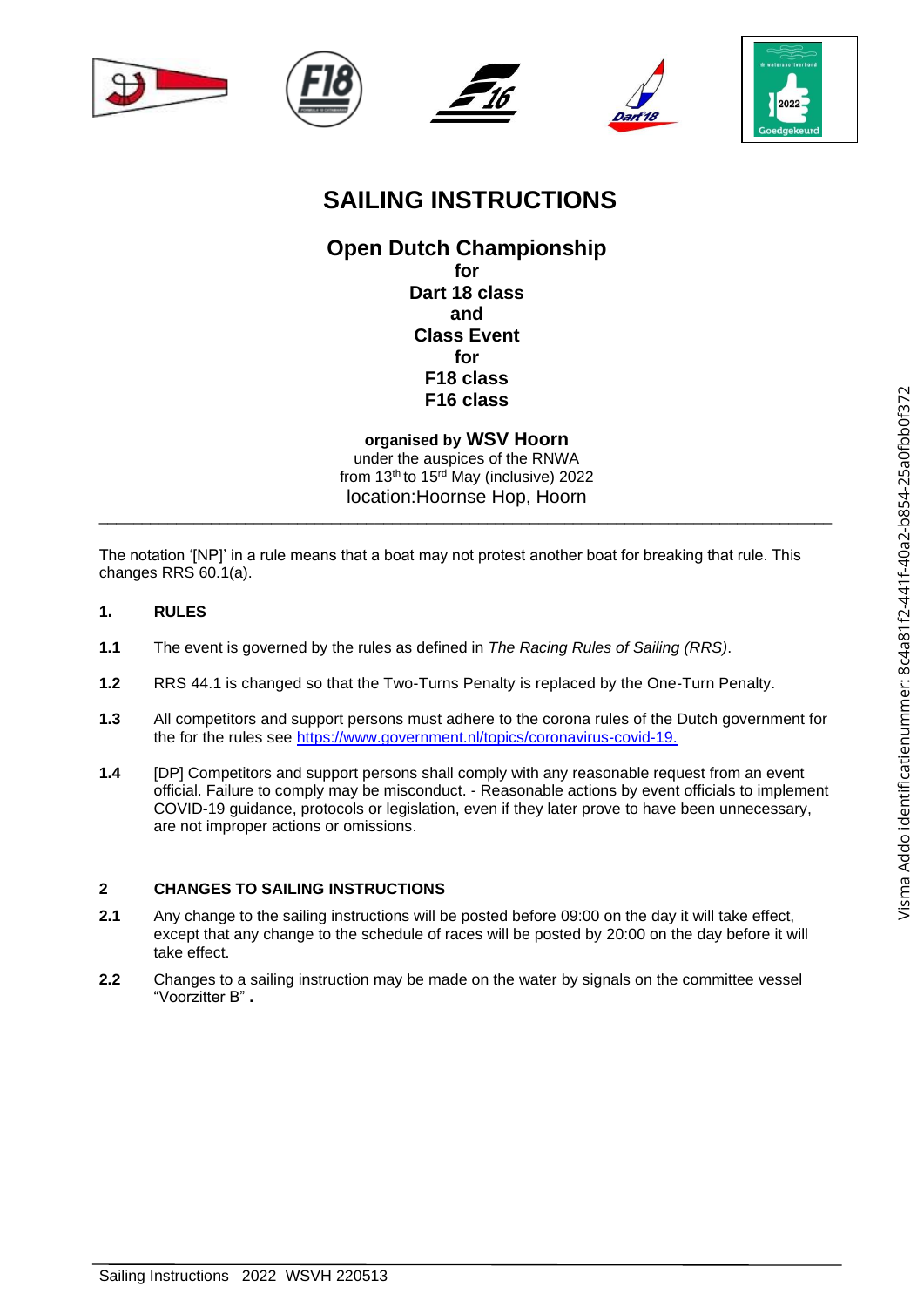# SAILING INSTRUCTIONS

## Open Dutch Championship
**for**
**Dart 18 class**
**and**
**Class Event**
**for**
**F18 class**
**F16 class**

**organised by WSV Hoorn**
under the auspices of the RNWA
from 13th to 15rd May (inclusive) 2022
location:Hoornse Hop, Hoorn

---

The notation '[NP]' in a rule means that a boat may not protest another boat for breaking that rule. This changes RRS 60.1(a).

**1. RULES**

**1.1** The event is governed by the rules as defined in *The Racing Rules of Sailing (RRS)*.

**1.2** RRS 44.1 is changed so that the Two-Turns Penalty is replaced by the One-Turn Penalty.

**1.3** All competitors and support persons must adhere to the corona rules of the Dutch government for the for the rules see [https://www.government.nl/topics/coronavirus-covid-19.](https://www.government.nl/topics/coronavirus-covid-19)

**1.4** [DP] Competitors and support persons shall comply with any reasonable request from an event official. Failure to comply may be misconduct. - Reasonable actions by event officials to implement COVID-19 guidance, protocols or legislation, even if they later prove to have been unnecessary, are not improper actions or omissions.

**2 CHANGES TO SAILING INSTRUCTIONS**

**2.1** Any change to the sailing instructions will be posted before 09:00 on the day it will take effect, except that any change to the schedule of races will be posted by 20:00 on the day before it will take effect.

**2.2** Changes to a sailing instruction may be made on the water by signals on the committee vessel "Voorzitter B" **.**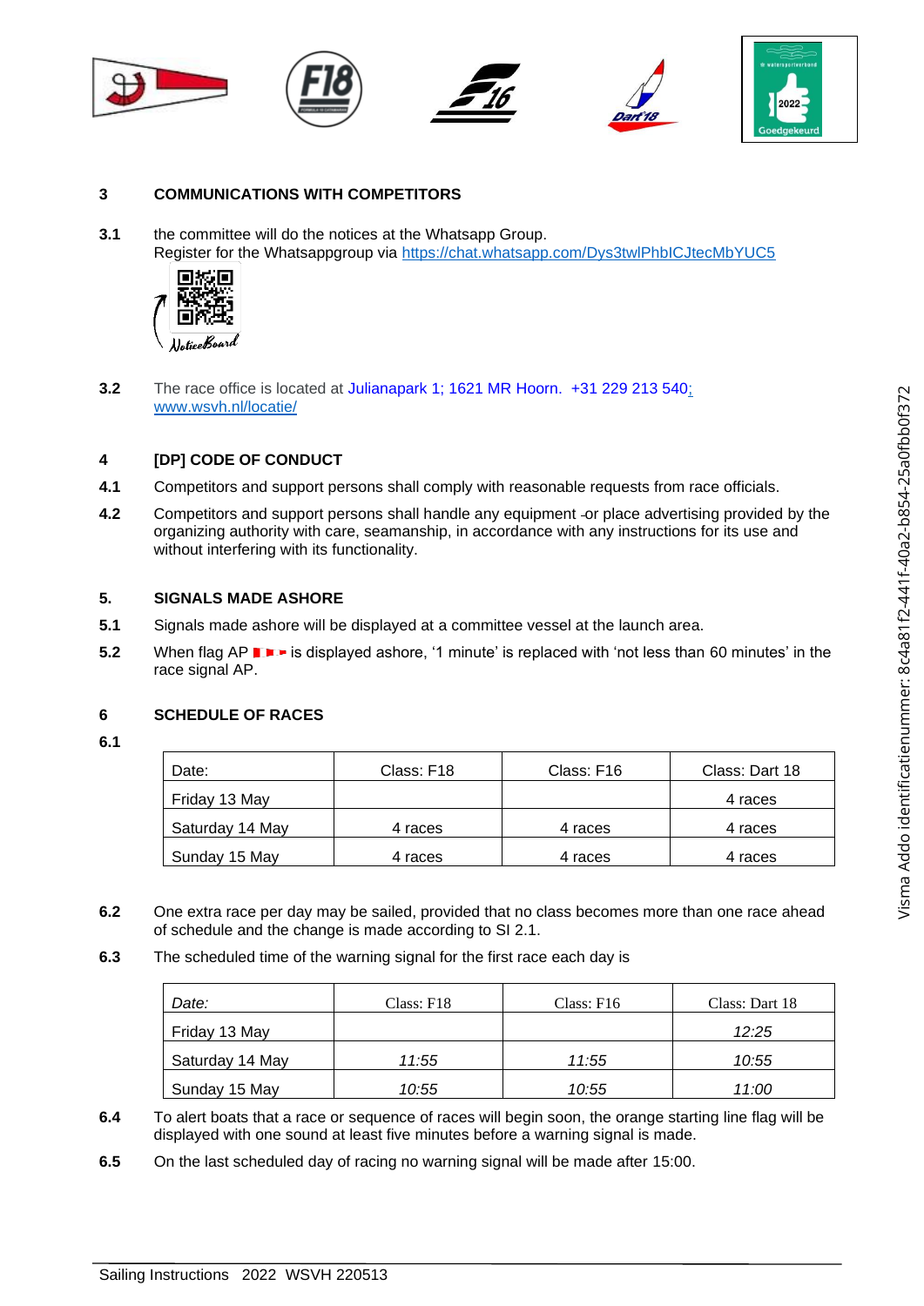## 3 COMMUNICATIONS WITH COMPETITORS

**3.1** the committee will do the notices at the Whatsapp Group.
Register for the Whatsappgroup via https://chat.whatsapp.com/Dys3twlPhbICJtecMbYUC5

NoticeBoard

**3.2** The race office is located at Julianapark 1; 1621 MR Hoorn. +31 229 213 540; www.wsvh.nl/locatie/

## 4 [DP] CODE OF CONDUCT

**4.1** Competitors and support persons shall comply with reasonable requests from race officials.

**4.2** Competitors and support persons shall handle any equipment -or place advertising provided by the organizing authority with care, seamanship, in accordance with any instructions for its use and without interfering with its functionality.

## 5. SIGNALS MADE ASHORE

**5.1** Signals made ashore will be displayed at a committee vessel at the launch area.

**5.2** When flag AP is displayed ashore, '1 minute' is replaced with 'not less than 60 minutes' in the race signal AP.

## 6 SCHEDULE OF RACES

**6.1**

| Date: | Class: F18 | Class: F16 | Class: Dart 18 |
|---|---|---|---|
| Friday 13 May | | | 4 races |
| Saturday 14 May | 4 races | 4 races | 4 races |
| Sunday 15 May | 4 races | 4 races | 4 races |

**6.2** One extra race per day may be sailed, provided that no class becomes more than one race ahead of schedule and the change is made according to SI 2.1.

**6.3** The scheduled time of the warning signal for the first race each day is

| *Date:* | Class: F18 | Class: F16 | Class: Dart 18 |
|---|---|---|---|
| Friday 13 May | | | *12:25* |
| Saturday 14 May | *11:55* | *11:55* | *10:55* |
| Sunday 15 May | *10:55* | *10:55* | *11:00* |

**6.4** To alert boats that a race or sequence of races will begin soon, the orange starting line flag will be displayed with one sound at least five minutes before a warning signal is made.

**6.5** On the last scheduled day of racing no warning signal will be made after 15:00.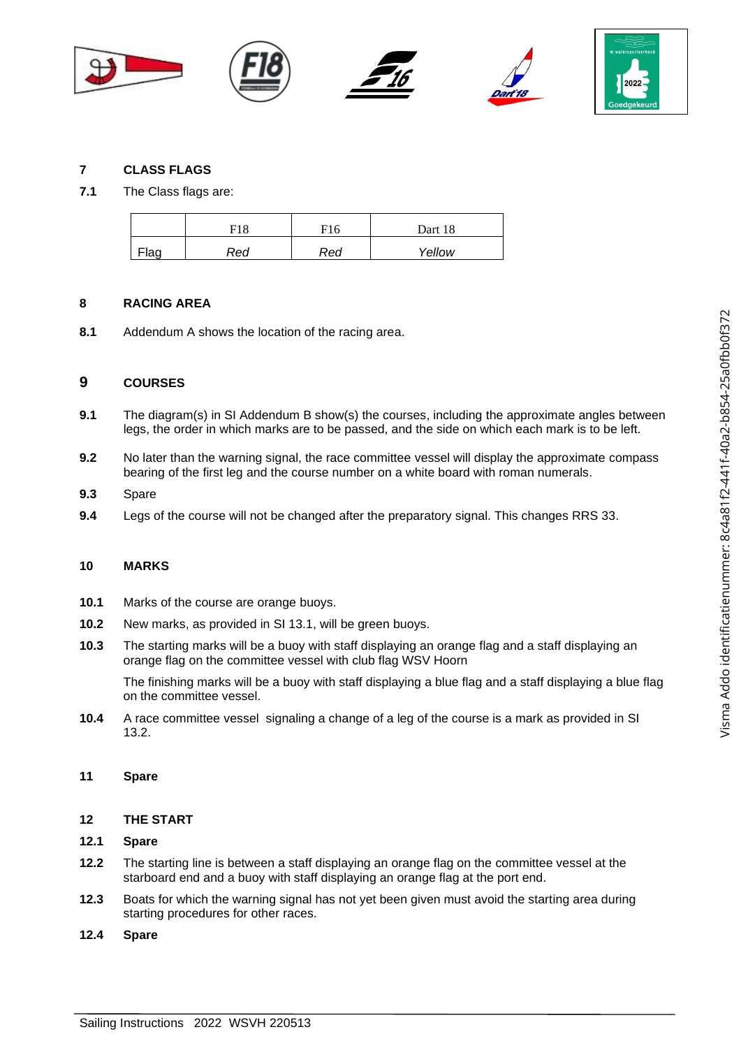## 7 CLASS FLAGS

**7.1** The Class flags are:

| | F18 | F16 | Dart 18 |
|---|---|---|---|
| Flag | *Red* | *Red* | *Yellow* |

## 8 RACING AREA

**8.1** Addendum A shows the location of the racing area.

## 9 COURSES

**9.1** The diagram(s) in SI Addendum B show(s) the courses, including the approximate angles between legs, the order in which marks are to be passed, and the side on which each mark is to be left.

**9.2** No later than the warning signal, the race committee vessel will display the approximate compass bearing of the first leg and the course number on a white board with roman numerals.

**9.3** Spare

**9.4** Legs of the course will not be changed after the preparatory signal. This changes RRS 33.

## 10 MARKS

**10.1** Marks of the course are orange buoys.

**10.2** New marks, as provided in SI 13.1, will be green buoys.

**10.3** The starting marks will be a buoy with staff displaying an orange flag and a staff displaying an orange flag on the committee vessel with club flag WSV Hoorn

The finishing marks will be a buoy with staff displaying a blue flag and a staff displaying a blue flag on the committee vessel.

**10.4** A race committee vessel signaling a change of a leg of the course is a mark as provided in SI 13.2.

## 11 Spare

## 12 THE START

**12.1 Spare**

**12.2** The starting line is between a staff displaying an orange flag on the committee vessel at the starboard end and a buoy with staff displaying an orange flag at the port end.

**12.3** Boats for which the warning signal has not yet been given must avoid the starting area during starting procedures for other races.

**12.4 Spare**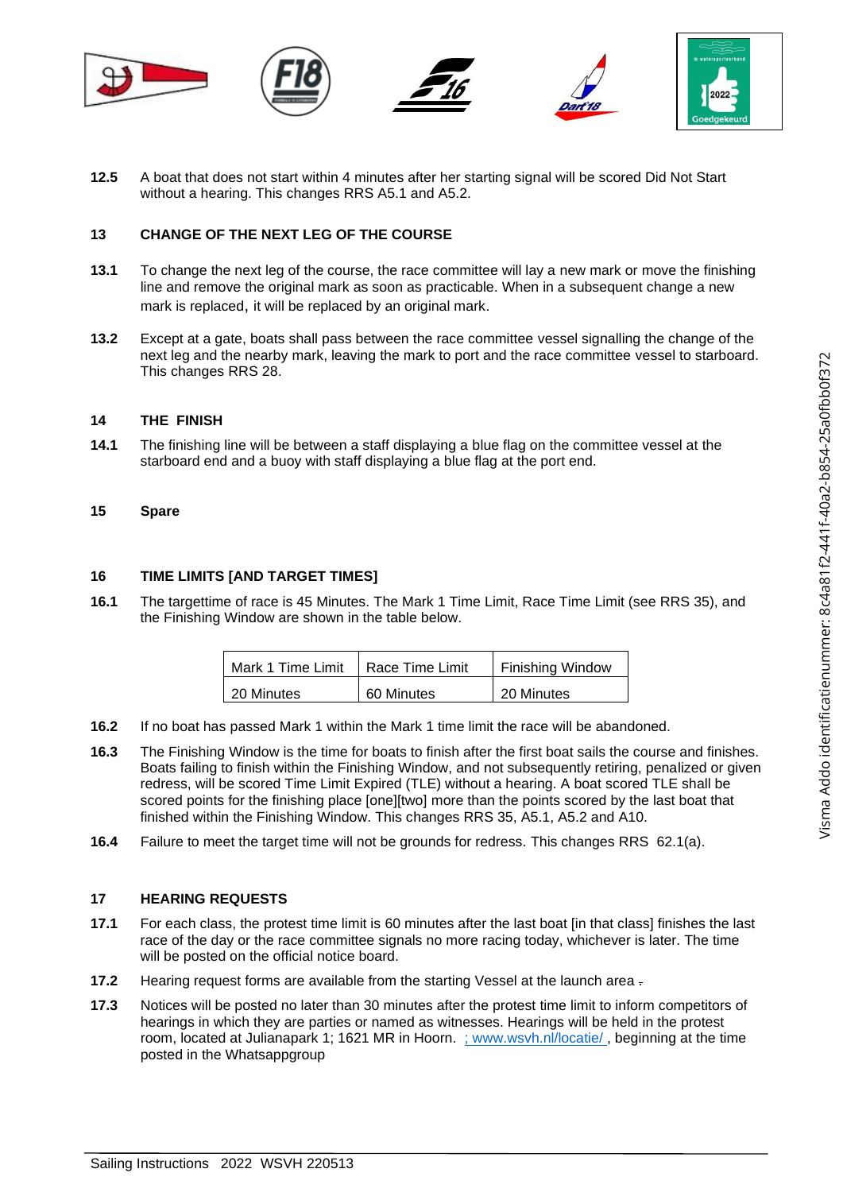**12.5** A boat that does not start within 4 minutes after her starting signal will be scored Did Not Start without a hearing. This changes RRS A5.1 and A5.2.

## 13 CHANGE OF THE NEXT LEG OF THE COURSE

**13.1** To change the next leg of the course, the race committee will lay a new mark or move the finishing line and remove the original mark as soon as practicable. When in a subsequent change a new mark is replaced, it will be replaced by an original mark.

**13.2** Except at a gate, boats shall pass between the race committee vessel signalling the change of the next leg and the nearby mark, leaving the mark to port and the race committee vessel to starboard. This changes RRS 28.

## 14 THE FINISH

**14.1** The finishing line will be between a staff displaying a blue flag on the committee vessel at the starboard end and a buoy with staff displaying a blue flag at the port end.

## 15 Spare

## 16 TIME LIMITS [AND TARGET TIMES]

**16.1** The targettime of race is 45 Minutes. The Mark 1 Time Limit, Race Time Limit (see RRS 35), and the Finishing Window are shown in the table below.

| Mark 1 Time Limit | Race Time Limit | Finishing Window |
|---|---|---|
| 20 Minutes | 60 Minutes | 20 Minutes |

**16.2** If no boat has passed Mark 1 within the Mark 1 time limit the race will be abandoned.

**16.3** The Finishing Window is the time for boats to finish after the first boat sails the course and finishes. Boats failing to finish within the Finishing Window, and not subsequently retiring, penalized or given redress, will be scored Time Limit Expired (TLE) without a hearing. A boat scored TLE shall be scored points for the finishing place [one][two] more than the points scored by the last boat that finished within the Finishing Window. This changes RRS 35, A5.1, A5.2 and A10.

**16.4** Failure to meet the target time will not be grounds for redress. This changes RRS 62.1(a).

## 17 HEARING REQUESTS

**17.1** For each class, the protest time limit is 60 minutes after the last boat [in that class] finishes the last race of the day or the race committee signals no more racing today, whichever is later. The time will be posted on the official notice board.

**17.2** Hearing request forms are available from the starting Vessel at the launch area .

**17.3** Notices will be posted no later than 30 minutes after the protest time limit to inform competitors of hearings in which they are parties or named as witnesses. Hearings will be held in the protest room, located at Julianapark 1; 1621 MR in Hoorn. ; www.wsvh.nl/locatie/ , beginning at the time posted in the Whatsappgroup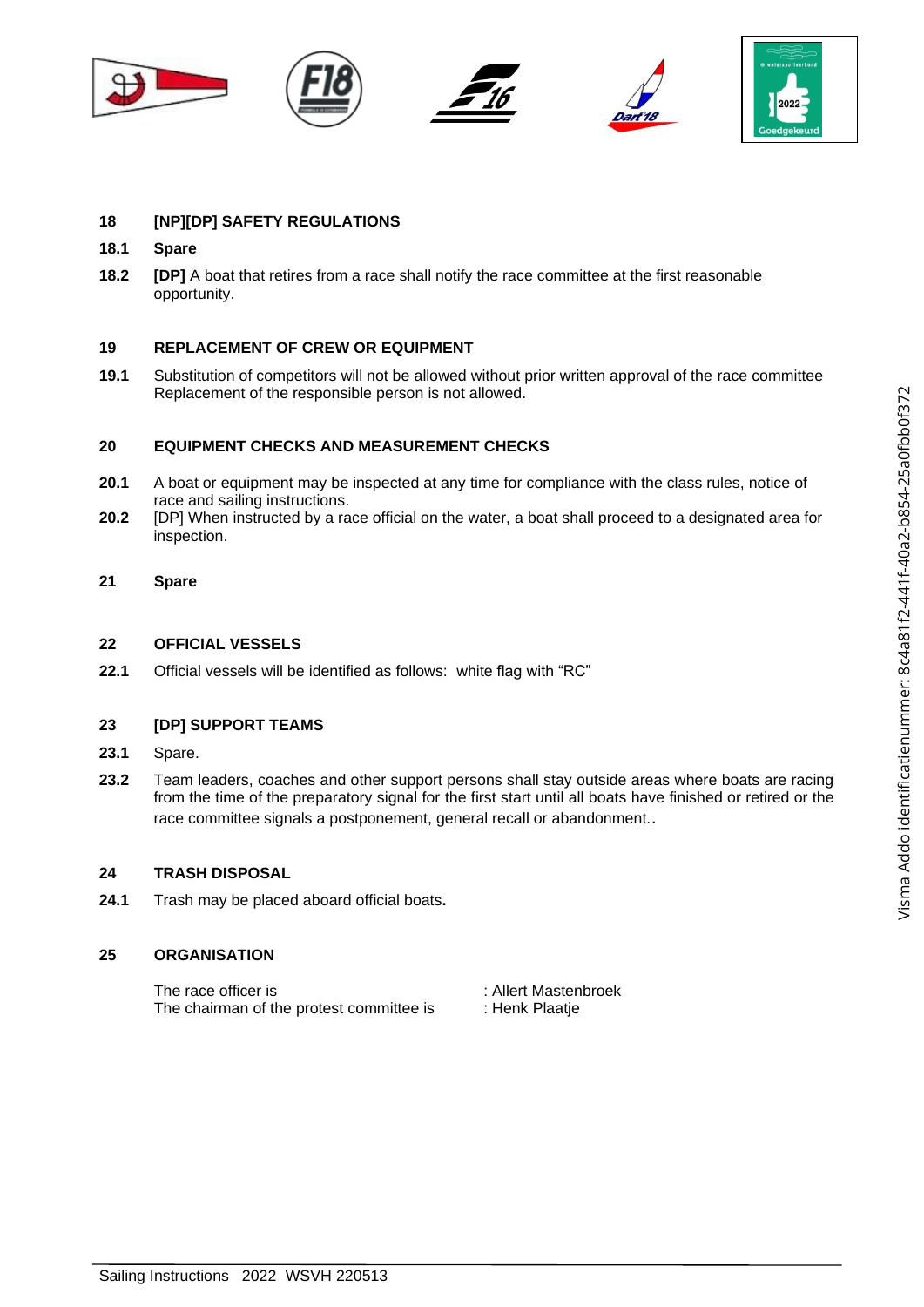## 18 [NP][DP] SAFETY REGULATIONS

**18.1 Spare**

**18.2** **[DP]** A boat that retires from a race shall notify the race committee at the first reasonable opportunity.

## 19 REPLACEMENT OF CREW OR EQUIPMENT

**19.1** Substitution of competitors will not be allowed without prior written approval of the race committee Replacement of the responsible person is not allowed.

## 20 EQUIPMENT CHECKS AND MEASUREMENT CHECKS

**20.1** A boat or equipment may be inspected at any time for compliance with the class rules, notice of race and sailing instructions.

**20.2** [DP] When instructed by a race official on the water, a boat shall proceed to a designated area for inspection.

## 21 Spare

## 22 OFFICIAL VESSELS

**22.1** Official vessels will be identified as follows: white flag with “RC”

## 23 [DP] SUPPORT TEAMS

**23.1** Spare.

**23.2** Team leaders, coaches and other support persons shall stay outside areas where boats are racing from the time of the preparatory signal for the first start until all boats have finished or retired or the race committee signals a postponement, general recall or abandonment..

## 24 TRASH DISPOSAL

**24.1** Trash may be placed aboard official boats**.**

## 25 ORGANISATION

| | |
|---|---|
| The race officer is | : Allert Mastenbroek |
| The chairman of the protest committee is | : Henk Plaatje |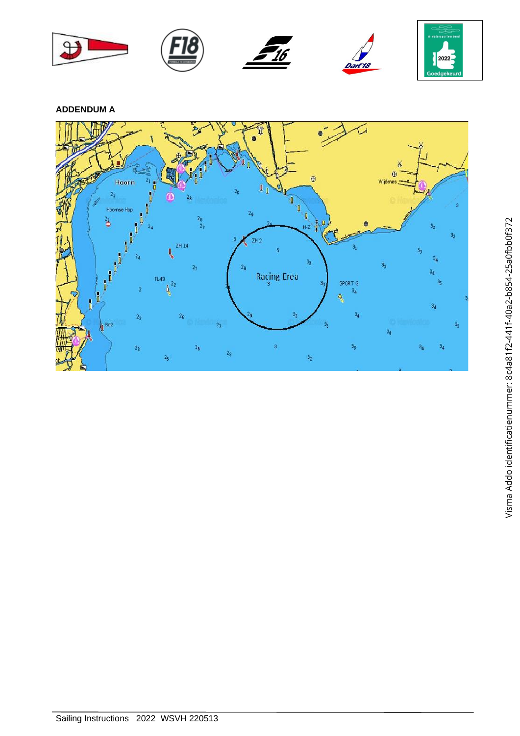## ADDENDUM A

Hoorn

Hoornse Hop

ZH 14

ZH 2

FL43

Racing Erea

SPORT G

H-Z

Wijdenes

Sd2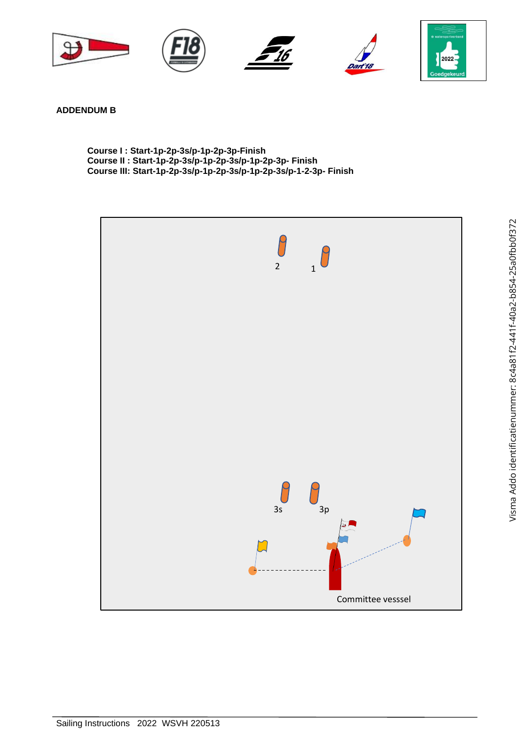**ADDENDUM B**

**Course I : Start-1p-2p-3s/p-1p-2p-3p-Finish**
**Course II : Start-1p-2p-3s/p-1p-2p-3s/p-1p-2p-3p- Finish**
**Course III: Start-1p-2p-3s/p-1p-2p-3s/p-1p-2p-3s/p-1-2-3p- Finish**

2

1

3s

3p

Committee vesssel

Sailing Instructions 2022 WSVH 220513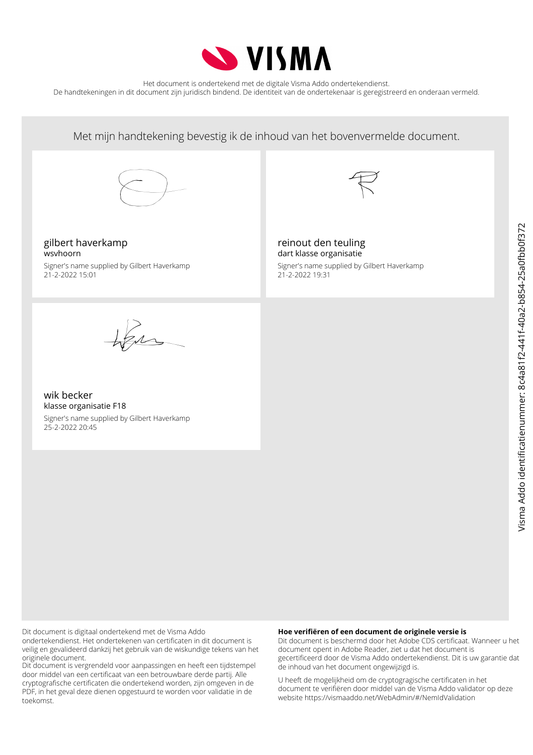Het document is ondertekend met de digitale Visma Addo ondertekendienst.
De handtekeningen in dit document zijn juridisch bindend. De identiteit van de ondertekenaar is geregistreerd en onderaan vermeld.

Met mijn handtekening bevestig ik de inhoud van het bovenvermelde document.

gilbert haverkamp
wsvhoorn
Signer's name supplied by Gilbert Haverkamp
21-2-2022 15:01

reinout den teuling
dart klasse organisatie
Signer's name supplied by Gilbert Haverkamp
21-2-2022 19:31

wik becker
klasse organisatie F18
Signer's name supplied by Gilbert Haverkamp
25-2-2022 20:45

Visma Addo identificatienummer: 8c4a81f2-441f-40a2-b854-25a0fbb0f372

Dit document is digitaal ondertekend met de Visma Addo ondertekendienst. Het ondertekenen van certificaten in dit document is veilig en gevalideerd dankzij het gebruik van de wiskundige tekens van het originele document.
Dit document is vergrendeld voor aanpassingen en heeft een tijdstempel door middel van een certificaat van een betrouwbare derde partij. Alle cryptografische certificaten die ondertekend worden, zijn omgeven in de PDF, in het geval deze dienen opgestuurd te worden voor validatie in de toekomst.

**Hoe verifiëren of een document de originele versie is**

Dit document is beschermd door het Adobe CDS certificaat. Wanneer u het document opent in Adobe Reader, ziet u dat het document is gecertificeerd door de Visma Addo ondertekendienst. Dit is uw garantie dat de inhoud van het document ongewijzigd is.

U heeft de mogelijkheid om de cryptogragische certificaten in het document te verifiëren door middel van de Visma Addo validator op deze website https://vismaaddo.net/WebAdmin/#/NemIdValidation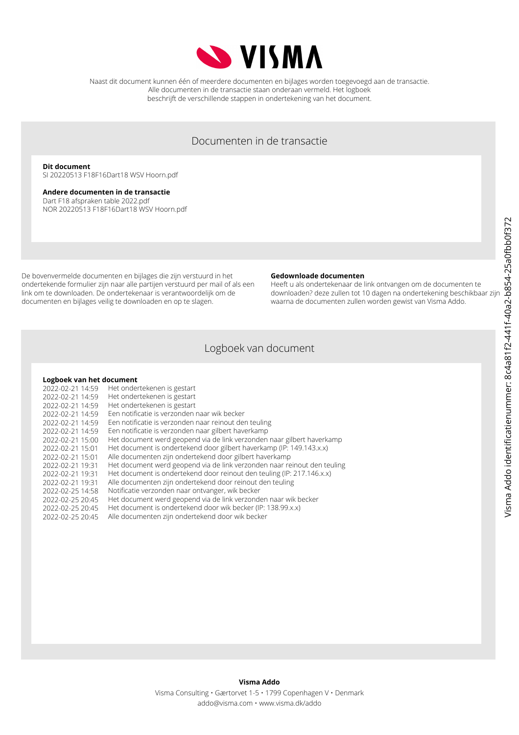VISMA

Naast dit document kunnen één of meerdere documenten en bijlages worden toegevoegd aan de transactie. Alle documenten in de transactie staan onderaan vermeld. Het logboek beschrijft de verschillende stappen in ondertekening van het document.

## Documenten in de transactie

**Dit document**
SI 20220513 F18F16Dart18 WSV Hoorn.pdf

**Andere documenten in de transactie**
Dart F18 afspraken table 2022.pdf
NOR 20220513 F18F16Dart18 WSV Hoorn.pdf

De bovenvermelde documenten en bijlages die zijn verstuurd in het ondertekende formulier zijn naar alle partijen verstuurd per mail of als een link om te downloaden. De ondertekenaar is verantwoordelijk om de documenten en bijlages veilig te downloaden en op te slagen.

**Gedownloade documenten**
Heeft u als ondertekenaar de link ontvangen om de documenten te downloaden? deze zullen tot 10 dagen na ondertekening beschikbaar zijn waarna de documenten zullen worden gewist van Visma Addo.

## Logboek van document

**Logboek van het document**

| | |
|---|---|
| 2022-02-21 14:59 | Het ondertekenen is gestart |
| 2022-02-21 14:59 | Het ondertekenen is gestart |
| 2022-02-21 14:59 | Het ondertekenen is gestart |
| 2022-02-21 14:59 | Een notificatie is verzonden naar wik becker |
| 2022-02-21 14:59 | Een notificatie is verzonden naar reinout den teuling |
| 2022-02-21 14:59 | Een notificatie is verzonden naar gilbert haverkamp |
| 2022-02-21 15:00 | Het document werd geopend via de link verzonden naar gilbert haverkamp |
| 2022-02-21 15:01 | Het document is ondertekend door gilbert haverkamp (IP: 149.143.x.x) |
| 2022-02-21 15:01 | Alle documenten zijn ondertekend door gilbert haverkamp |
| 2022-02-21 19:31 | Het document werd geopend via de link verzonden naar reinout den teuling |
| 2022-02-21 19:31 | Het document is ondertekend door reinout den teuling (IP: 217.146.x.x) |
| 2022-02-21 19:31 | Alle documenten zijn ondertekend door reinout den teuling |
| 2022-02-25 14:58 | Notificatie verzonden naar ontvanger, wik becker |
| 2022-02-25 20:45 | Het document werd geopend via de link verzonden naar wik becker |
| 2022-02-25 20:45 | Het document is ondertekend door wik becker (IP: 138.99.x.x) |
| 2022-02-25 20:45 | Alle documenten zijn ondertekend door wik becker |

Visma Addo identificatienummer: 8c4a81f2-441f-40a2-b854-25a0fbb0f372

**Visma Addo**
Visma Consulting • Gærtorvet 1-5 • 1799 Copenhagen V • Denmark
addo@visma.com • www.visma.dk/addo